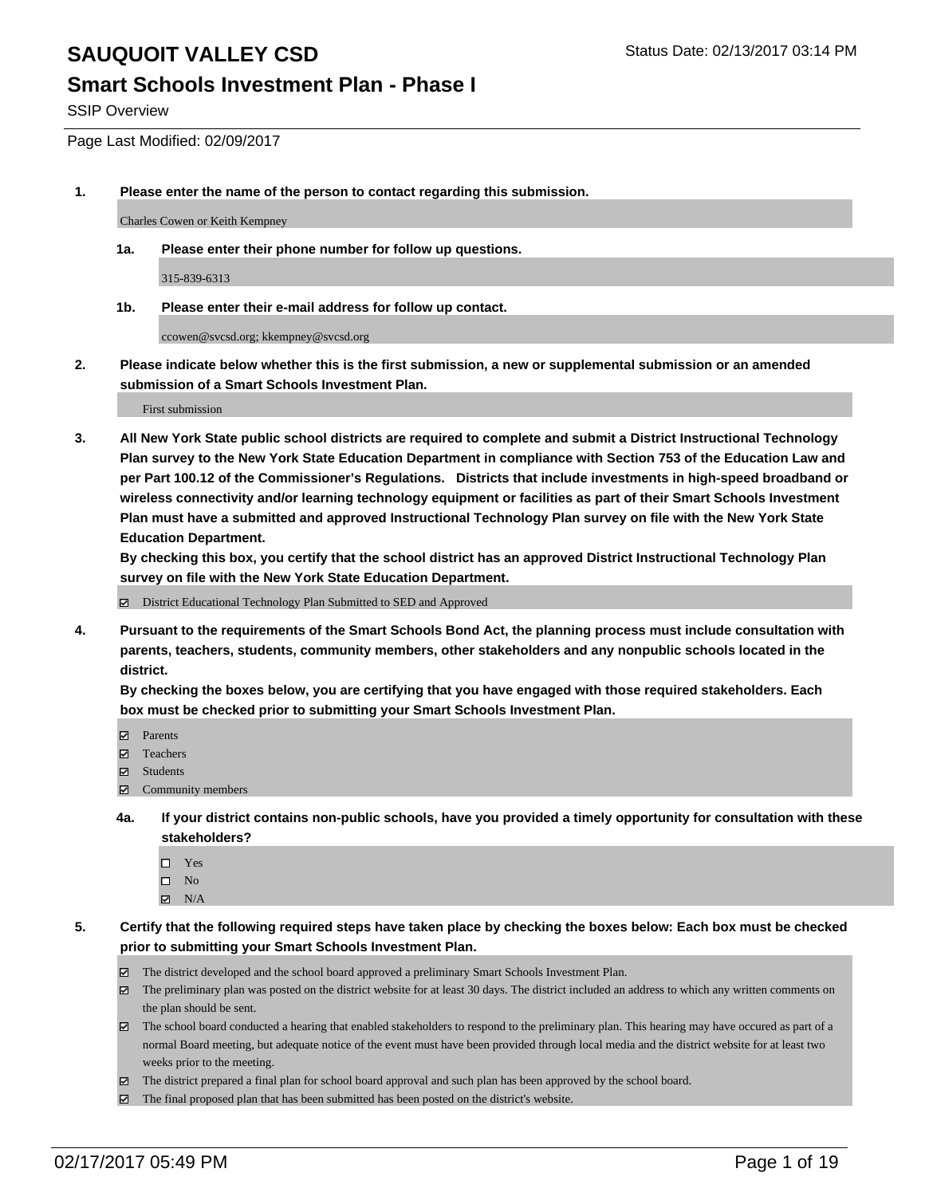# SAUQUOIT VALLEY CSD

Status Date: 02/13/2017 03:14 PM

## Smart Schools Investment Plan - Phase I

SSIP Overview

Page Last Modified: 02/09/2017

**1. Please enter the name of the person to contact regarding this submission.**

Charles Cowen or Keith Kempney

**1a. Please enter their phone number for follow up questions.**

315-839-6313

**1b. Please enter their e-mail address for follow up contact.**

ccowen@svcsd.org; kkempney@svcsd.org

**2. Please indicate below whether this is the first submission, a new or supplemental submission or an amended submission of a Smart Schools Investment Plan.**

First submission

**3. All New York State public school districts are required to complete and submit a District Instructional Technology Plan survey to the New York State Education Department in compliance with Section 753 of the Education Law and per Part 100.12 of the Commissioner's Regulations. Districts that include investments in high-speed broadband or wireless connectivity and/or learning technology equipment or facilities as part of their Smart Schools Investment Plan must have a submitted and approved Instructional Technology Plan survey on file with the New York State Education Department.**
**By checking this box, you certify that the school district has an approved District Instructional Technology Plan survey on file with the New York State Education Department.**

- ☑ District Educational Technology Plan Submitted to SED and Approved

**4. Pursuant to the requirements of the Smart Schools Bond Act, the planning process must include consultation with parents, teachers, students, community members, other stakeholders and any nonpublic schools located in the district.**
**By checking the boxes below, you are certifying that you have engaged with those required stakeholders. Each box must be checked prior to submitting your Smart Schools Investment Plan.**

- ☑ Parents
- ☑ Teachers
- ☑ Students
- ☑ Community members

**4a. If your district contains non-public schools, have you provided a timely opportunity for consultation with these stakeholders?**

- ☐ Yes
- ☐ No
- ☑ N/A

**5. Certify that the following required steps have taken place by checking the boxes below: Each box must be checked prior to submitting your Smart Schools Investment Plan.**

- ☑ The district developed and the school board approved a preliminary Smart Schools Investment Plan.
- ☑ The preliminary plan was posted on the district website for at least 30 days. The district included an address to which any written comments on the plan should be sent.
- ☑ The school board conducted a hearing that enabled stakeholders to respond to the preliminary plan. This hearing may have occured as part of a normal Board meeting, but adequate notice of the event must have been provided through local media and the district website for at least two weeks prior to the meeting.
- ☑ The district prepared a final plan for school board approval and such plan has been approved by the school board.
- ☑ The final proposed plan that has been submitted has been posted on the district's website.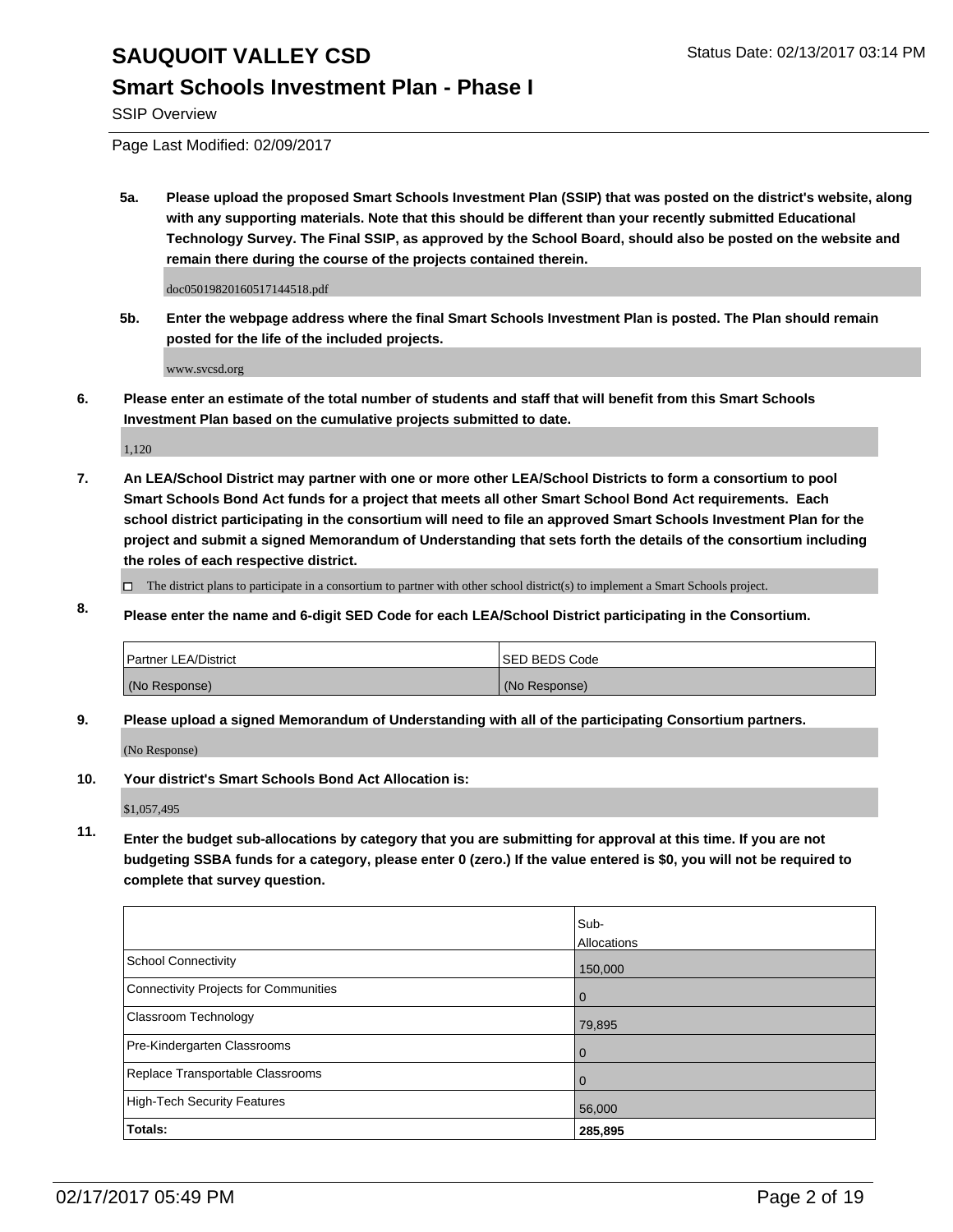**5a. Please upload the proposed Smart Schools Investment Plan (SSIP) that was posted on the district's website, along with any supporting materials. Note that this should be different than your recently submitted Educational Technology Survey. The Final SSIP, as approved by the School Board, should also be posted on the website and remain there during the course of the projects contained therein.**

doc05019820160517144518.pdf

**5b. Enter the webpage address where the final Smart Schools Investment Plan is posted. The Plan should remain posted for the life of the included projects.**

www.svcsd.org

**6. Please enter an estimate of the total number of students and staff that will benefit from this Smart Schools Investment Plan based on the cumulative projects submitted to date.**

1,120

**7. An LEA/School District may partner with one or more other LEA/School Districts to form a consortium to pool Smart Schools Bond Act funds for a project that meets all other Smart School Bond Act requirements. Each school district participating in the consortium will need to file an approved Smart Schools Investment Plan for the project and submit a signed Memorandum of Understanding that sets forth the details of the consortium including the roles of each respective district.**

☐ The district plans to participate in a consortium to partner with other school district(s) to implement a Smart Schools project.

**8. Please enter the name and 6-digit SED Code for each LEA/School District participating in the Consortium.**

| Partner LEA/District | SED BEDS Code |
|---|---|
| (No Response) | (No Response) |

**9. Please upload a signed Memorandum of Understanding with all of the participating Consortium partners.**

(No Response)

**10. Your district's Smart Schools Bond Act Allocation is:**

$1,057,495

**11. Enter the budget sub-allocations by category that you are submitting for approval at this time. If you are not budgeting SSBA funds for a category, please enter 0 (zero.) If the value entered is $0, you will not be required to complete that survey question.**

| | Sub-Allocations |
|---|---|
| School Connectivity | 150,000 |
| Connectivity Projects for Communities | 0 |
| Classroom Technology | 79,895 |
| Pre-Kindergarten Classrooms | 0 |
| Replace Transportable Classrooms | 0 |
| High-Tech Security Features | 56,000 |
| **Totals:** | **285,895** |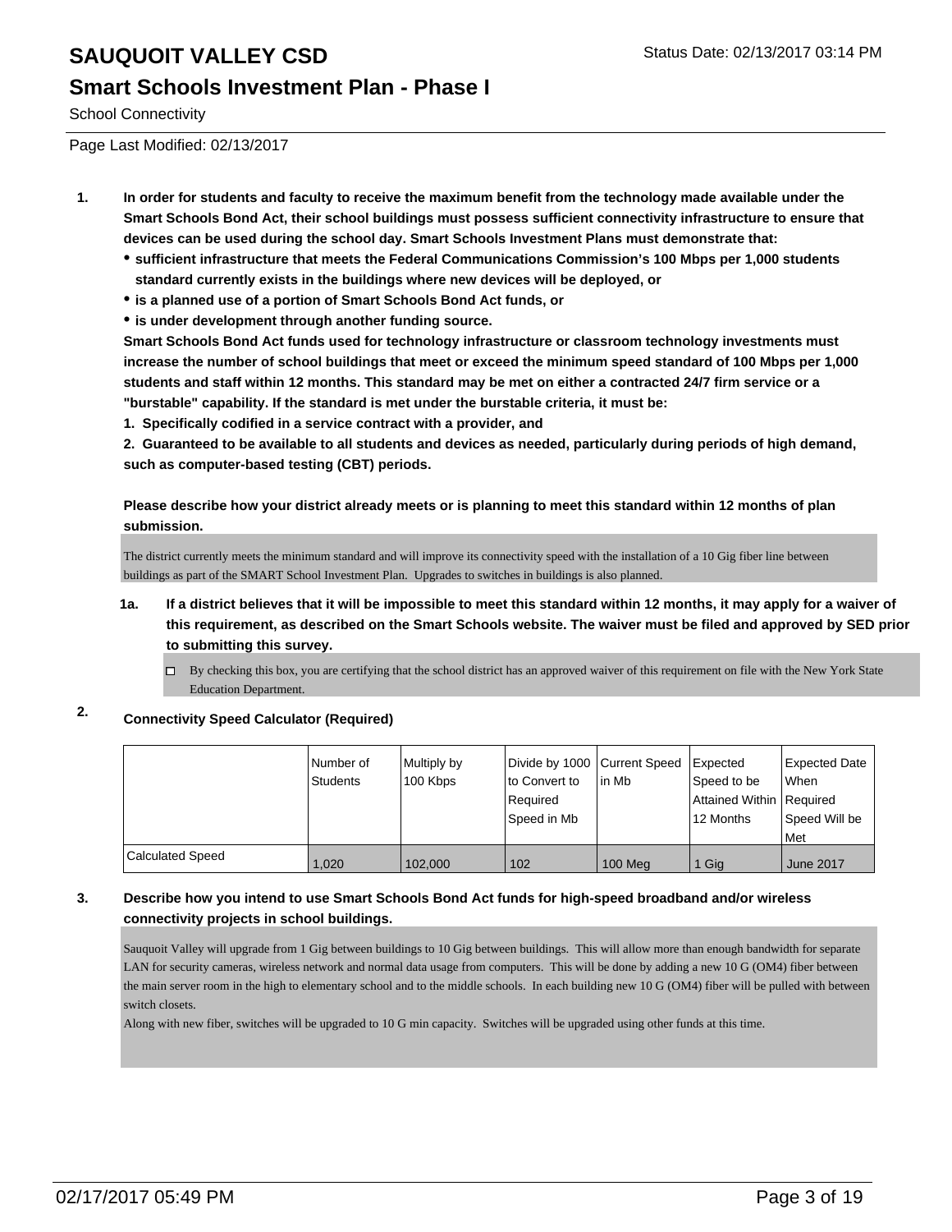# SAUQUOIT VALLEY CSD

Status Date: 02/13/2017 03:14 PM

## Smart Schools Investment Plan - Phase I

School Connectivity

Page Last Modified: 02/13/2017

**1. In order for students and faculty to receive the maximum benefit from the technology made available under the Smart Schools Bond Act, their school buildings must possess sufficient connectivity infrastructure to ensure that devices can be used during the school day. Smart Schools Investment Plans must demonstrate that:**

- **sufficient infrastructure that meets the Federal Communications Commission's 100 Mbps per 1,000 students standard currently exists in the buildings where new devices will be deployed, or**
- **is a planned use of a portion of Smart Schools Bond Act funds, or**
- **is under development through another funding source.**

**Smart Schools Bond Act funds used for technology infrastructure or classroom technology investments must increase the number of school buildings that meet or exceed the minimum speed standard of 100 Mbps per 1,000 students and staff within 12 months. This standard may be met on either a contracted 24/7 firm service or a "burstable" capability. If the standard is met under the burstable criteria, it must be:**

**1. Specifically codified in a service contract with a provider, and**

**2. Guaranteed to be available to all students and devices as needed, particularly during periods of high demand, such as computer-based testing (CBT) periods.**

**Please describe how your district already meets or is planning to meet this standard within 12 months of plan submission.**

The district currently meets the minimum standard and will improve its connectivity speed with the installation of a 10 Gig fiber line between buildings as part of the SMART School Investment Plan. Upgrades to switches in buildings is also planned.

**1a. If a district believes that it will be impossible to meet this standard within 12 months, it may apply for a waiver of this requirement, as described on the Smart Schools website. The waiver must be filed and approved by SED prior to submitting this survey.**

☐ By checking this box, you are certifying that the school district has an approved waiver of this requirement on file with the New York State Education Department.

**2. Connectivity Speed Calculator (Required)**

| | Number of Students | Multiply by 100 Kbps | Divide by 1000 to Convert to Required Speed in Mb | Current Speed in Mb | Expected Speed to be Attained Within 12 Months | Expected Date When Required Speed Will be Met |
|---|---|---|---|---|---|---|
| Calculated Speed | 1,020 | 102,000 | 102 | 100 Meg | 1 Gig | June 2017 |

**3. Describe how you intend to use Smart Schools Bond Act funds for high-speed broadband and/or wireless connectivity projects in school buildings.**

Sauquoit Valley will upgrade from 1 Gig between buildings to 10 Gig between buildings. This will allow more than enough bandwidth for separate LAN for security cameras, wireless network and normal data usage from computers. This will be done by adding a new 10 G (OM4) fiber between the main server room in the high to elementary school and to the middle schools. In each building new 10 G (OM4) fiber will be pulled with between switch closets.
Along with new fiber, switches will be upgraded to 10 G min capacity. Switches will be upgraded using other funds at this time.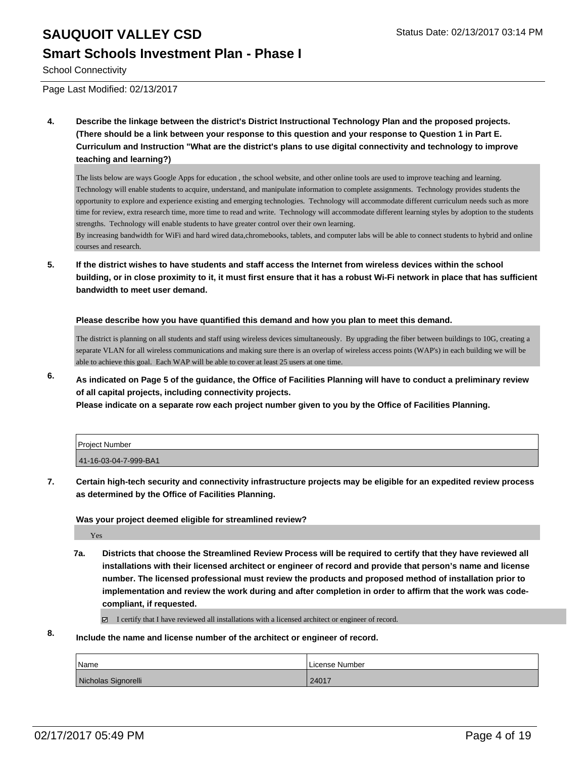**4. Describe the linkage between the district's District Instructional Technology Plan and the proposed projects. (There should be a link between your response to this question and your response to Question 1 in Part E. Curriculum and Instruction "What are the district's plans to use digital connectivity and technology to improve teaching and learning?)**

The lists below are ways Google Apps for education , the school website, and other online tools are used to improve teaching and learning. Technology will enable students to acquire, understand, and manipulate information to complete assignments. Technology provides students the opportunity to explore and experience existing and emerging technologies. Technology will accommodate different curriculum needs such as more time for review, extra research time, more time to read and write. Technology will accommodate different learning styles by adoption to the students strengths. Technology will enable students to have greater control over their own learning.
By increasing bandwidth for WiFi and hard wired data,chromebooks, tablets, and computer labs will be able to connect students to hybrid and online courses and research.

**5. If the district wishes to have students and staff access the Internet from wireless devices within the school building, or in close proximity to it, it must first ensure that it has a robust Wi-Fi network in place that has sufficient bandwidth to meet user demand.**

**Please describe how you have quantified this demand and how you plan to meet this demand.**

The district is planning on all students and staff using wireless devices simultaneously. By upgrading the fiber between buildings to 10G, creating a separate VLAN for all wireless communications and making sure there is an overlap of wireless access points (WAP's) in each building we will be able to achieve this goal. Each WAP will be able to cover at least 25 users at one time.

**6. As indicated on Page 5 of the guidance, the Office of Facilities Planning will have to conduct a preliminary review of all capital projects, including connectivity projects.**
**Please indicate on a separate row each project number given to you by the Office of Facilities Planning.**

| Project Number |
| --- |
| 41-16-03-04-7-999-BA1 |

**7. Certain high-tech security and connectivity infrastructure projects may be eligible for an expedited review process as determined by the Office of Facilities Planning.**

**Was your project deemed eligible for streamlined review?**

Yes

**7a. Districts that choose the Streamlined Review Process will be required to certify that they have reviewed all installations with their licensed architect or engineer of record and provide that person's name and license number. The licensed professional must review the products and proposed method of installation prior to implementation and review the work during and after completion in order to affirm that the work was code-compliant, if requested.**

☑ I certify that I have reviewed all installations with a licensed architect or engineer of record.

**8. Include the name and license number of the architect or engineer of record.**

| Name | License Number |
| --- | --- |
| Nicholas Signorelli | 24017 |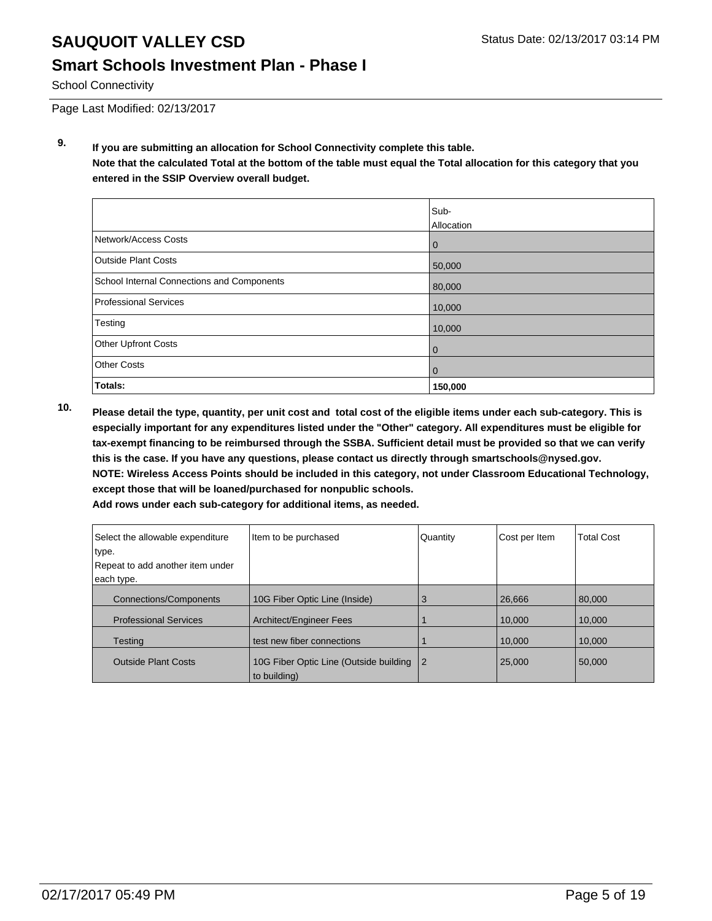# SAUQUOIT VALLEY CSD

## Smart Schools Investment Plan - Phase I

School Connectivity

Page Last Modified: 02/13/2017

**9. If you are submitting an allocation for School Connectivity complete this table.**
**Note that the calculated Total at the bottom of the table must equal the Total allocation for this category that you entered in the SSIP Overview overall budget.**

| | Sub-Allocation |
|---|---|
| Network/Access Costs | 0 |
| Outside Plant Costs | 50,000 |
| School Internal Connections and Components | 80,000 |
| Professional Services | 10,000 |
| Testing | 10,000 |
| Other Upfront Costs | 0 |
| Other Costs | 0 |
| **Totals:** | **150,000** |

**10. Please detail the type, quantity, per unit cost and total cost of the eligible items under each sub-category. This is especially important for any expenditures listed under the "Other" category. All expenditures must be eligible for tax-exempt financing to be reimbursed through the SSBA. Sufficient detail must be provided so that we can verify this is the case. If you have any questions, please contact us directly through smartschools@nysed.gov.**
**NOTE: Wireless Access Points should be included in this category, not under Classroom Educational Technology, except those that will be loaned/purchased for nonpublic schools.**
**Add rows under each sub-category for additional items, as needed.**

| Select the allowable expenditure type. Repeat to add another item under each type. | Item to be purchased | Quantity | Cost per Item | Total Cost |
|---|---|---|---|---|
| Connections/Components | 10G Fiber Optic Line (Inside) | 3 | 26,666 | 80,000 |
| Professional Services | Architect/Engineer Fees | 1 | 10,000 | 10,000 |
| Testing | test new fiber connections | 1 | 10,000 | 10,000 |
| Outside Plant Costs | 10G Fiber Optic Line (Outside building to building) | 2 | 25,000 | 50,000 |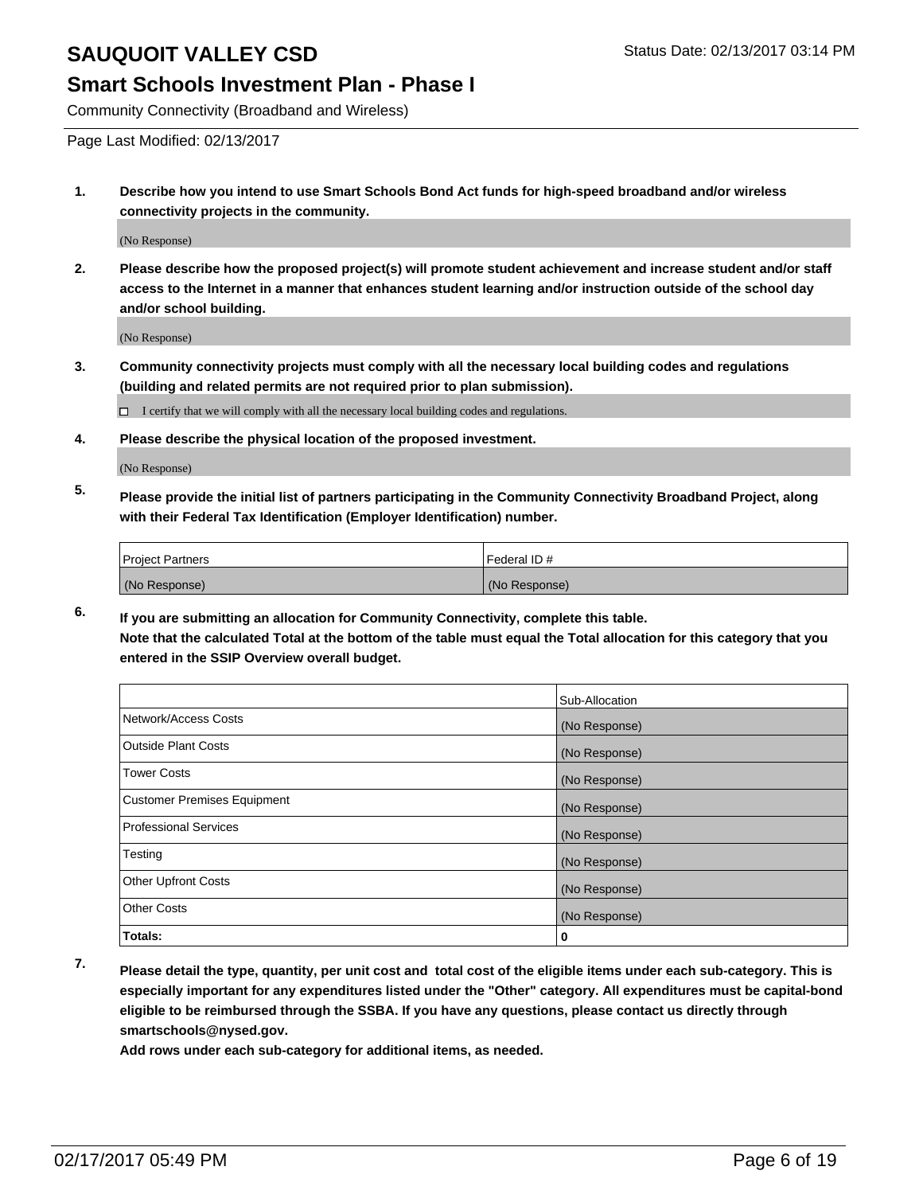# SAUQUOIT VALLEY CSD

Status Date: 02/13/2017 03:14 PM

## Smart Schools Investment Plan - Phase I

Community Connectivity (Broadband and Wireless)

Page Last Modified: 02/13/2017

1. **Describe how you intend to use Smart Schools Bond Act funds for high-speed broadband and/or wireless connectivity projects in the community.**

   (No Response)

2. **Please describe how the proposed project(s) will promote student achievement and increase student and/or staff access to the Internet in a manner that enhances student learning and/or instruction outside of the school day and/or school building.**

   (No Response)

3. **Community connectivity projects must comply with all the necessary local building codes and regulations (building and related permits are not required prior to plan submission).**

   ☐ I certify that we will comply with all the necessary local building codes and regulations.

4. **Please describe the physical location of the proposed investment.**

   (No Response)

5. **Please provide the initial list of partners participating in the Community Connectivity Broadband Project, along with their Federal Tax Identification (Employer Identification) number.**

| Project Partners | Federal ID # |
|---|---|
| (No Response) | (No Response) |

6. **If you are submitting an allocation for Community Connectivity, complete this table.**
   **Note that the calculated Total at the bottom of the table must equal the Total allocation for this category that you entered in the SSIP Overview overall budget.**

| | Sub-Allocation |
|---|---|
| Network/Access Costs | (No Response) |
| Outside Plant Costs | (No Response) |
| Tower Costs | (No Response) |
| Customer Premises Equipment | (No Response) |
| Professional Services | (No Response) |
| Testing | (No Response) |
| Other Upfront Costs | (No Response) |
| Other Costs | (No Response) |
| **Totals:** | **0** |

7. **Please detail the type, quantity, per unit cost and total cost of the eligible items under each sub-category. This is especially important for any expenditures listed under the "Other" category. All expenditures must be capital-bond eligible to be reimbursed through the SSBA. If you have any questions, please contact us directly through smartschools@nysed.gov.**

   **Add rows under each sub-category for additional items, as needed.**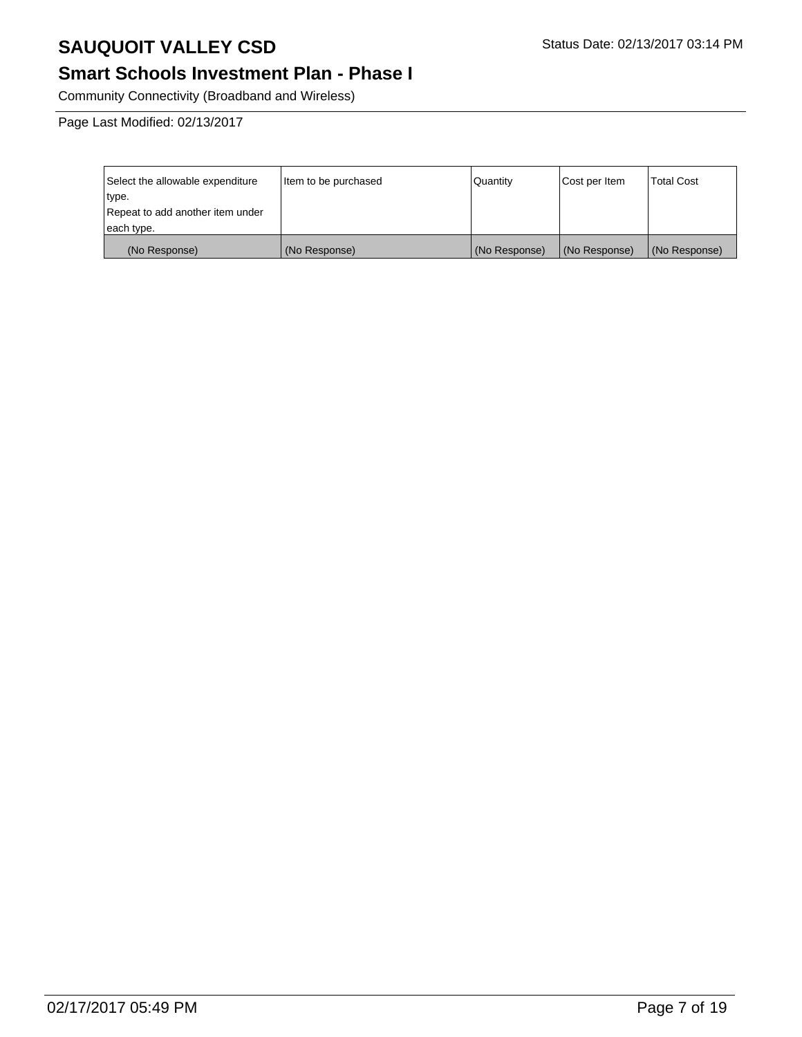# SAUQUOIT VALLEY CSD

Status Date: 02/13/2017 03:14 PM

## Smart Schools Investment Plan - Phase I

Community Connectivity (Broadband and Wireless)

Page Last Modified: 02/13/2017

| Select the allowable expenditure type. Repeat to add another item under each type. | Item to be purchased | Quantity | Cost per Item | Total Cost |
|---|---|---|---|---|
| (No Response) | (No Response) | (No Response) | (No Response) | (No Response) |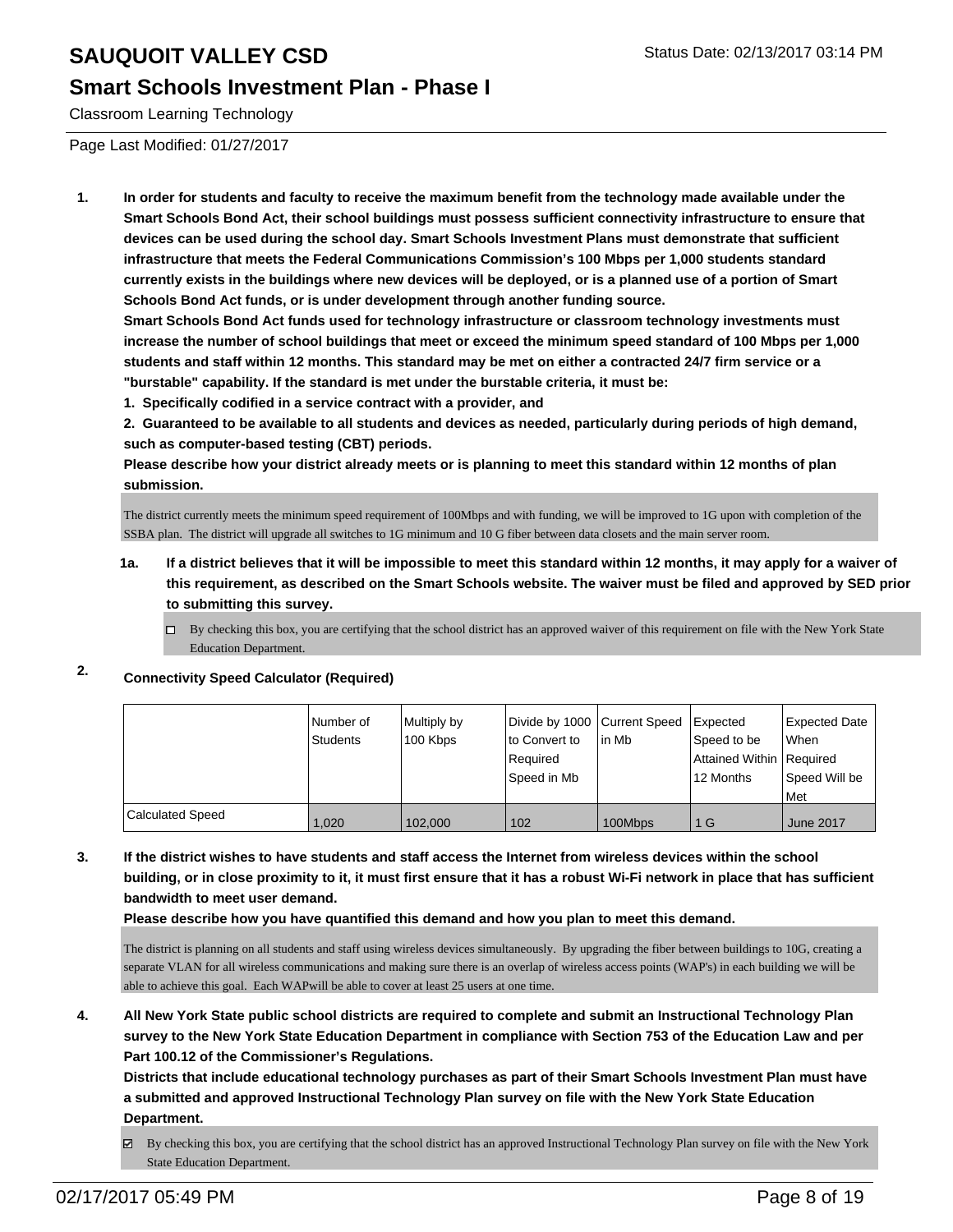# SAUQUOIT VALLEY CSD

## Smart Schools Investment Plan - Phase I

Classroom Learning Technology

Status Date: 02/13/2017 03:14 PM

Page Last Modified: 01/27/2017

**1. In order for students and faculty to receive the maximum benefit from the technology made available under the Smart Schools Bond Act, their school buildings must possess sufficient connectivity infrastructure to ensure that devices can be used during the school day. Smart Schools Investment Plans must demonstrate that sufficient infrastructure that meets the Federal Communications Commission's 100 Mbps per 1,000 students standard currently exists in the buildings where new devices will be deployed, or is a planned use of a portion of Smart Schools Bond Act funds, or is under development through another funding source.**

**Smart Schools Bond Act funds used for technology infrastructure or classroom technology investments must increase the number of school buildings that meet or exceed the minimum speed standard of 100 Mbps per 1,000 students and staff within 12 months. This standard may be met on either a contracted 24/7 firm service or a "burstable" capability. If the standard is met under the burstable criteria, it must be:**

**1. Specifically codified in a service contract with a provider, and**

**2. Guaranteed to be available to all students and devices as needed, particularly during periods of high demand, such as computer-based testing (CBT) periods.**

**Please describe how your district already meets or is planning to meet this standard within 12 months of plan submission.**

The district currently meets the minimum speed requirement of 100Mbps and with funding, we will be improved to 1G upon with completion of the SSBA plan. The district will upgrade all switches to 1G minimum and 10 G fiber between data closets and the main server room.

**1a. If a district believes that it will be impossible to meet this standard within 12 months, it may apply for a waiver of this requirement, as described on the Smart Schools website. The waiver must be filed and approved by SED prior to submitting this survey.**

☐ By checking this box, you are certifying that the school district has an approved waiver of this requirement on file with the New York State Education Department.

**2. Connectivity Speed Calculator (Required)**

| | Number of Students | Multiply by 100 Kbps | Divide by 1000 to Convert to Required Speed in Mb | Current Speed in Mb | Expected Speed to be Attained Within 12 Months | Expected Date When Required Speed Will be Met |
|---|---|---|---|---|---|---|
| Calculated Speed | 1,020 | 102,000 | 102 | 100Mbps | 1 G | June 2017 |

**3. If the district wishes to have students and staff access the Internet from wireless devices within the school building, or in close proximity to it, it must first ensure that it has a robust Wi-Fi network in place that has sufficient bandwidth to meet user demand.**

**Please describe how you have quantified this demand and how you plan to meet this demand.**

The district is planning on all students and staff using wireless devices simultaneously. By upgrading the fiber between buildings to 10G, creating a separate VLAN for all wireless communications and making sure there is an overlap of wireless access points (WAP's) in each building we will be able to achieve this goal. Each WAPwill be able to cover at least 25 users at one time.

**4. All New York State public school districts are required to complete and submit an Instructional Technology Plan survey to the New York State Education Department in compliance with Section 753 of the Education Law and per Part 100.12 of the Commissioner's Regulations.**

**Districts that include educational technology purchases as part of their Smart Schools Investment Plan must have a submitted and approved Instructional Technology Plan survey on file with the New York State Education Department.**

☑ By checking this box, you are certifying that the school district has an approved Instructional Technology Plan survey on file with the New York State Education Department.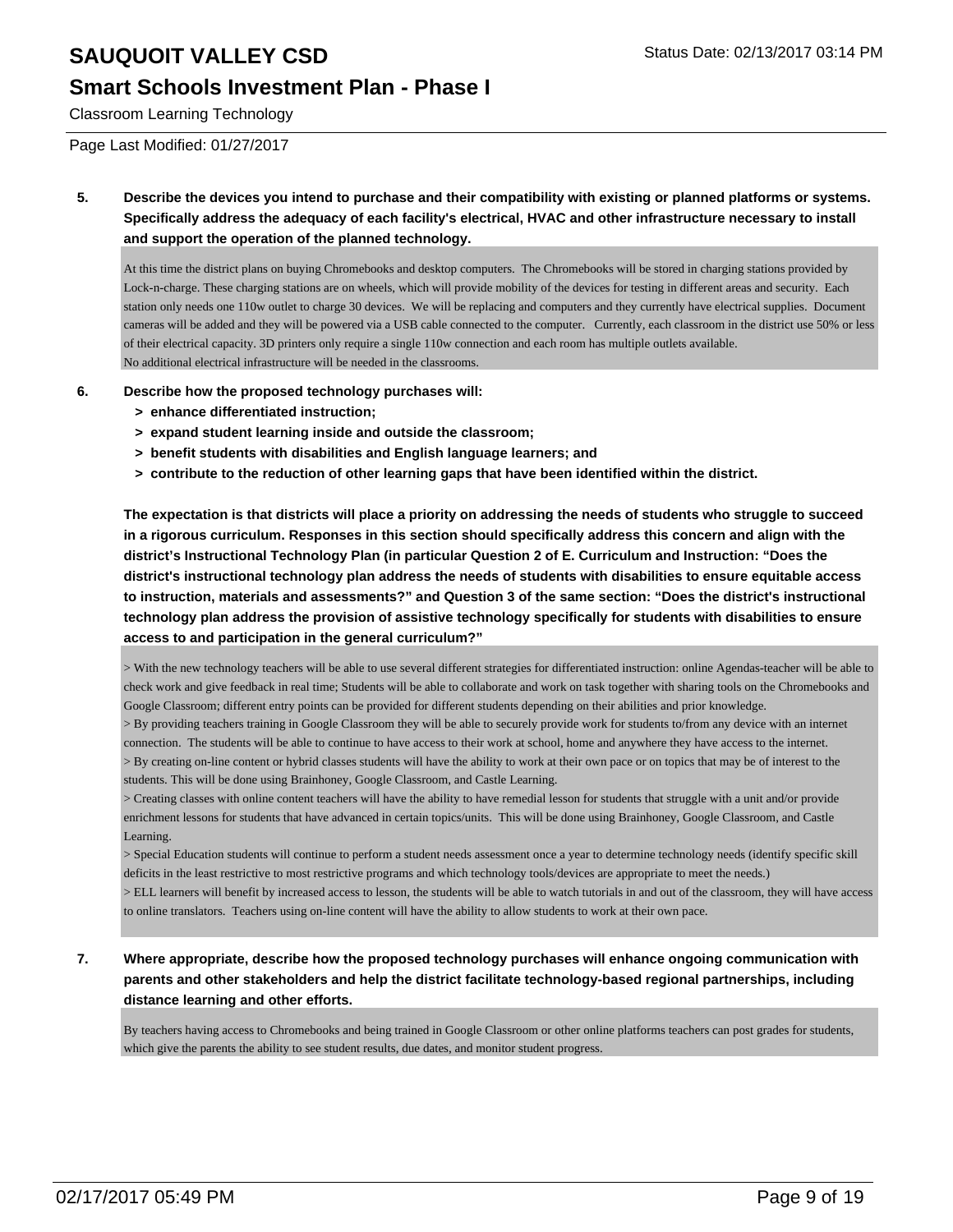**5. Describe the devices you intend to purchase and their compatibility with existing or planned platforms or systems. Specifically address the adequacy of each facility's electrical, HVAC and other infrastructure necessary to install and support the operation of the planned technology.**

At this time the district plans on buying Chromebooks and desktop computers. The Chromebooks will be stored in charging stations provided by Lock-n-charge. These charging stations are on wheels, which will provide mobility of the devices for testing in different areas and security. Each station only needs one 110w outlet to charge 30 devices. We will be replacing and computers and they currently have electrical supplies. Document cameras will be added and they will be powered via a USB cable connected to the computer. Currently, each classroom in the district use 50% or less of their electrical capacity. 3D printers only require a single 110w connection and each room has multiple outlets available.
No additional electrical infrastructure will be needed in the classrooms.

**6. Describe how the proposed technology purchases will:**

**> enhance differentiated instruction;**

**> expand student learning inside and outside the classroom;**

**> benefit students with disabilities and English language learners; and**

**> contribute to the reduction of other learning gaps that have been identified within the district.**

**The expectation is that districts will place a priority on addressing the needs of students who struggle to succeed in a rigorous curriculum. Responses in this section should specifically address this concern and align with the district's Instructional Technology Plan (in particular Question 2 of E. Curriculum and Instruction: "Does the district's instructional technology plan address the needs of students with disabilities to ensure equitable access to instruction, materials and assessments?" and Question 3 of the same section: "Does the district's instructional technology plan address the provision of assistive technology specifically for students with disabilities to ensure access to and participation in the general curriculum?"**

> With the new technology teachers will be able to use several different strategies for differentiated instruction: online Agendas-teacher will be able to check work and give feedback in real time; Students will be able to collaborate and work on task together with sharing tools on the Chromebooks and Google Classroom; different entry points can be provided for different students depending on their abilities and prior knowledge.
> By providing teachers training in Google Classroom they will be able to securely provide work for students to/from any device with an internet connection. The students will be able to continue to have access to their work at school, home and anywhere they have access to the internet.
> By creating on-line content or hybrid classes students will have the ability to work at their own pace or on topics that may be of interest to the students. This will be done using Brainhoney, Google Classroom, and Castle Learning.
> Creating classes with online content teachers will have the ability to have remedial lesson for students that struggle with a unit and/or provide enrichment lessons for students that have advanced in certain topics/units. This will be done using Brainhoney, Google Classroom, and Castle Learning.
> Special Education students will continue to perform a student needs assessment once a year to determine technology needs (identify specific skill deficits in the least restrictive to most restrictive programs and which technology tools/devices are appropriate to meet the needs.)
> ELL learners will benefit by increased access to lesson, the students will be able to watch tutorials in and out of the classroom, they will have access to online translators. Teachers using on-line content will have the ability to allow students to work at their own pace.

**7. Where appropriate, describe how the proposed technology purchases will enhance ongoing communication with parents and other stakeholders and help the district facilitate technology-based regional partnerships, including distance learning and other efforts.**

By teachers having access to Chromebooks and being trained in Google Classroom or other online platforms teachers can post grades for students, which give the parents the ability to see student results, due dates, and monitor student progress.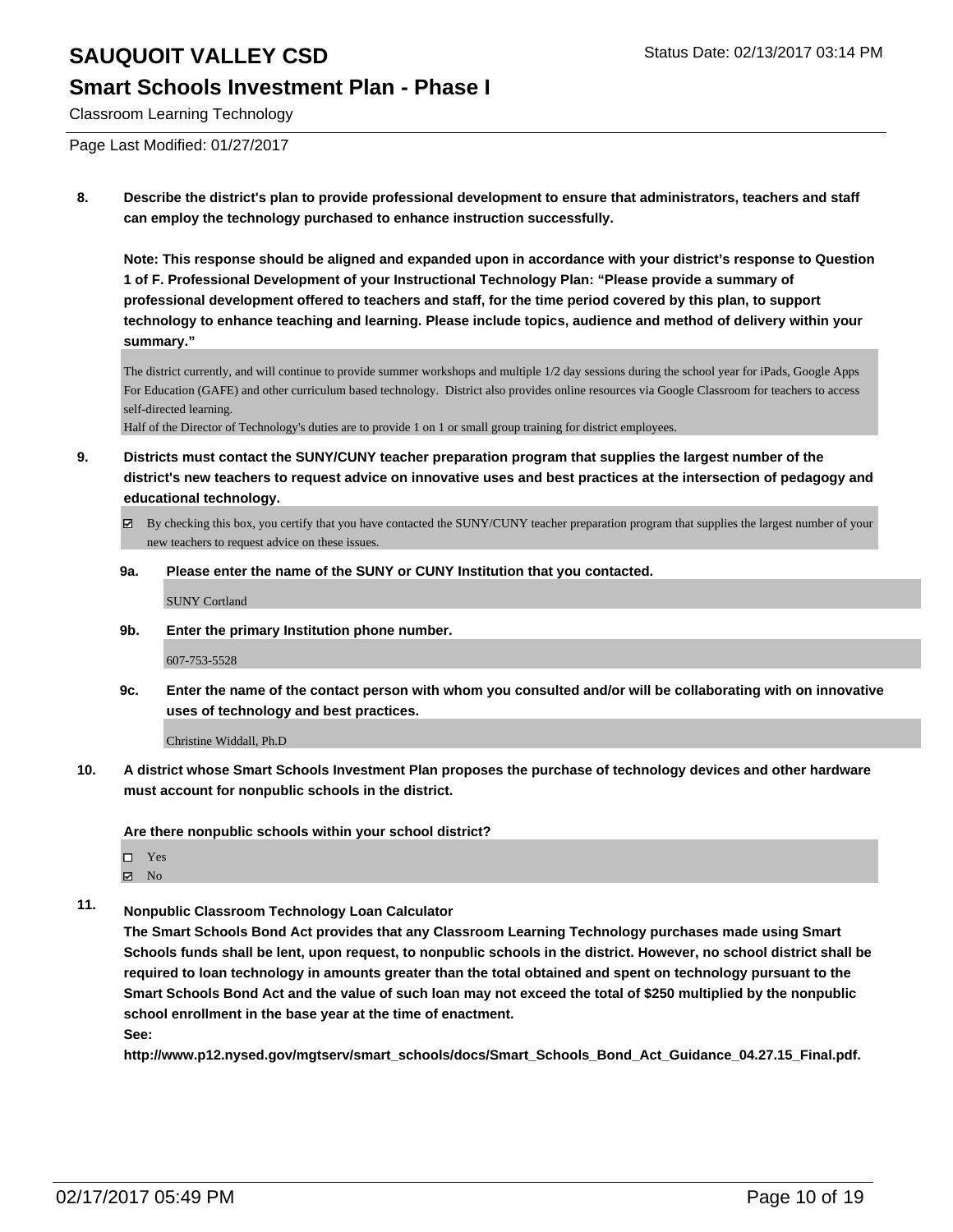**8. Describe the district's plan to provide professional development to ensure that administrators, teachers and staff can employ the technology purchased to enhance instruction successfully.**

**Note: This response should be aligned and expanded upon in accordance with your district's response to Question 1 of F. Professional Development of your Instructional Technology Plan: "Please provide a summary of professional development offered to teachers and staff, for the time period covered by this plan, to support technology to enhance teaching and learning. Please include topics, audience and method of delivery within your summary."**

The district currently, and will continue to provide summer workshops and multiple 1/2 day sessions during the school year for iPads, Google Apps For Education (GAFE) and other curriculum based technology. District also provides online resources via Google Classroom for teachers to access self-directed learning.
Half of the Director of Technology's duties are to provide 1 on 1 or small group training for district employees.

**9. Districts must contact the SUNY/CUNY teacher preparation program that supplies the largest number of the district's new teachers to request advice on innovative uses and best practices at the intersection of pedagogy and educational technology.**

☑ By checking this box, you certify that you have contacted the SUNY/CUNY teacher preparation program that supplies the largest number of your new teachers to request advice on these issues.

**9a. Please enter the name of the SUNY or CUNY Institution that you contacted.**

SUNY Cortland

**9b. Enter the primary Institution phone number.**

607-753-5528

**9c. Enter the name of the contact person with whom you consulted and/or will be collaborating with on innovative uses of technology and best practices.**

Christine Widdall, Ph.D

**10. A district whose Smart Schools Investment Plan proposes the purchase of technology devices and other hardware must account for nonpublic schools in the district.**

**Are there nonpublic schools within your school district?**

☐ Yes
☑ No

**11. Nonpublic Classroom Technology Loan Calculator**
**The Smart Schools Bond Act provides that any Classroom Learning Technology purchases made using Smart Schools funds shall be lent, upon request, to nonpublic schools in the district. However, no school district shall be required to loan technology in amounts greater than the total obtained and spent on technology pursuant to the Smart Schools Bond Act and the value of such loan may not exceed the total of $250 multiplied by the nonpublic school enrollment in the base year at the time of enactment.**
**See:**
**http://www.p12.nysed.gov/mgtserv/smart_schools/docs/Smart_Schools_Bond_Act_Guidance_04.27.15_Final.pdf.**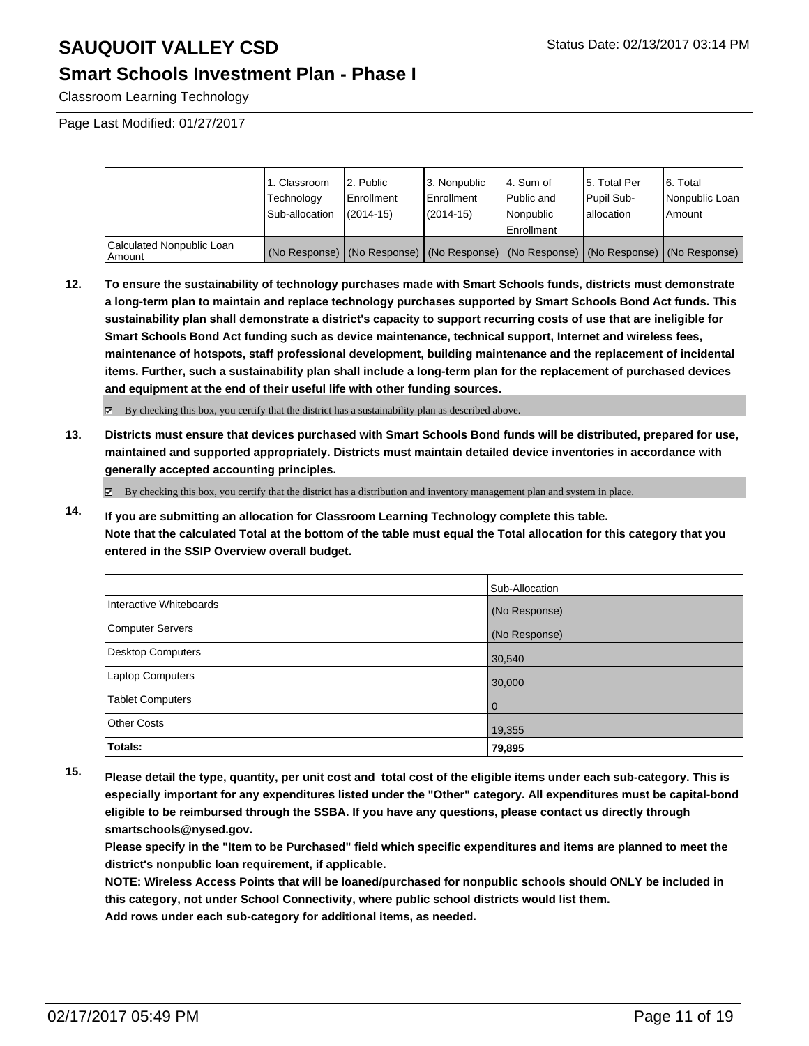# SAUQUOIT VALLEY CSD

## Smart Schools Investment Plan - Phase I

Classroom Learning Technology

Page Last Modified: 01/27/2017

|  | 1. Classroom Technology Sub-allocation | 2. Public Enrollment (2014-15) | 3. Nonpublic Enrollment (2014-15) | 4. Sum of Public and Nonpublic Enrollment | 5. Total Per Pupil Sub-allocation | 6. Total Nonpublic Loan Amount |
|---|---|---|---|---|---|---|
| Calculated Nonpublic Loan Amount | (No Response) | (No Response) | (No Response) | (No Response) | (No Response) | (No Response) |

**12. To ensure the sustainability of technology purchases made with Smart Schools funds, districts must demonstrate a long-term plan to maintain and replace technology purchases supported by Smart Schools Bond Act funds. This sustainability plan shall demonstrate a district's capacity to support recurring costs of use that are ineligible for Smart Schools Bond Act funding such as device maintenance, technical support, Internet and wireless fees, maintenance of hotspots, staff professional development, building maintenance and the replacement of incidental items. Further, such a sustainability plan shall include a long-term plan for the replacement of purchased devices and equipment at the end of their useful life with other funding sources.**

☑ By checking this box, you certify that the district has a sustainability plan as described above.

**13. Districts must ensure that devices purchased with Smart Schools Bond funds will be distributed, prepared for use, maintained and supported appropriately. Districts must maintain detailed device inventories in accordance with generally accepted accounting principles.**

☑ By checking this box, you certify that the district has a distribution and inventory management plan and system in place.

**14. If you are submitting an allocation for Classroom Learning Technology complete this table.**
**Note that the calculated Total at the bottom of the table must equal the Total allocation for this category that you entered in the SSIP Overview overall budget.**

|  | Sub-Allocation |
|---|---|
| Interactive Whiteboards | (No Response) |
| Computer Servers | (No Response) |
| Desktop Computers | 30,540 |
| Laptop Computers | 30,000 |
| Tablet Computers | 0 |
| Other Costs | 19,355 |
| **Totals:** | **79,895** |

**15. Please detail the type, quantity, per unit cost and total cost of the eligible items under each sub-category. This is especially important for any expenditures listed under the "Other" category. All expenditures must be capital-bond eligible to be reimbursed through the SSBA. If you have any questions, please contact us directly through smartschools@nysed.gov.**
**Please specify in the "Item to be Purchased" field which specific expenditures and items are planned to meet the district's nonpublic loan requirement, if applicable.**
**NOTE: Wireless Access Points that will be loaned/purchased for nonpublic schools should ONLY be included in this category, not under School Connectivity, where public school districts would list them.**
**Add rows under each sub-category for additional items, as needed.**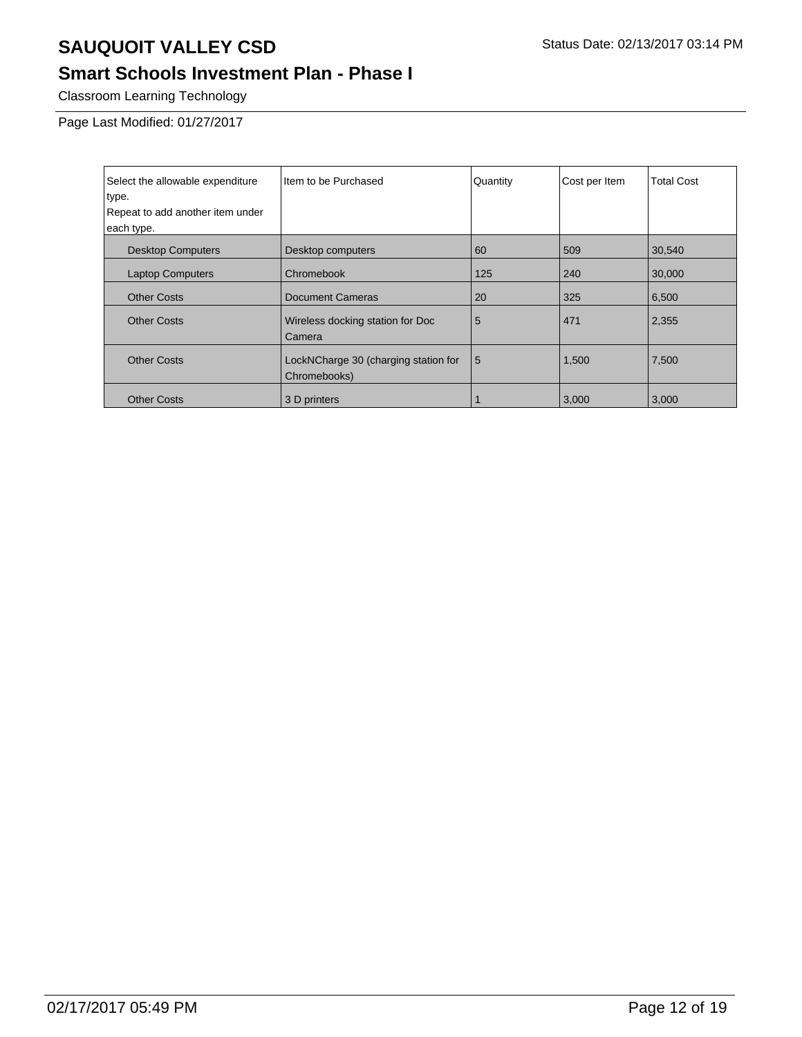# SAUQUOIT VALLEY CSD

Status Date: 02/13/2017 03:14 PM

## Smart Schools Investment Plan - Phase I

Classroom Learning Technology

Page Last Modified: 01/27/2017

| Select the allowable expenditure type. Repeat to add another item under each type. | Item to be Purchased | Quantity | Cost per Item | Total Cost |
| --- | --- | --- | --- | --- |
| Desktop Computers | Desktop computers | 60 | 509 | 30,540 |
| Laptop Computers | Chromebook | 125 | 240 | 30,000 |
| Other Costs | Document Cameras | 20 | 325 | 6,500 |
| Other Costs | Wireless docking station for Doc Camera | 5 | 471 | 2,355 |
| Other Costs | LockNCharge 30 (charging station for Chromebooks) | 5 | 1,500 | 7,500 |
| Other Costs | 3 D printers | 1 | 3,000 | 3,000 |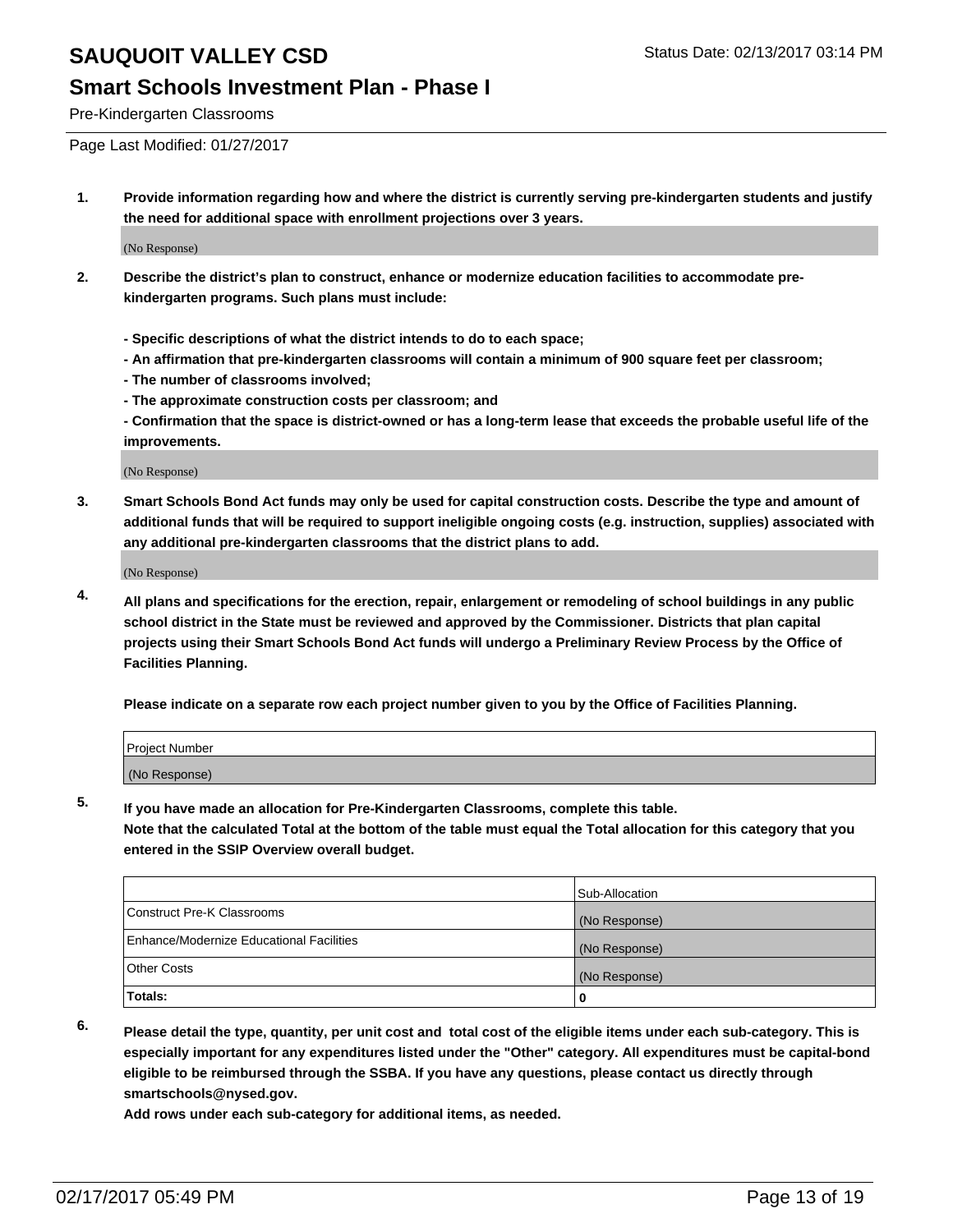# SAUQUOIT VALLEY CSD

Status Date: 02/13/2017 03:14 PM

## Smart Schools Investment Plan - Phase I

Pre-Kindergarten Classrooms

Page Last Modified: 01/27/2017

1. **Provide information regarding how and where the district is currently serving pre-kindergarten students and justify the need for additional space with enrollment projections over 3 years.**

   (No Response)

2. **Describe the district's plan to construct, enhance or modernize education facilities to accommodate pre-kindergarten programs. Such plans must include:**

   **- Specific descriptions of what the district intends to do to each space;**
   **- An affirmation that pre-kindergarten classrooms will contain a minimum of 900 square feet per classroom;**
   **- The number of classrooms involved;**
   **- The approximate construction costs per classroom; and**
   **- Confirmation that the space is district-owned or has a long-term lease that exceeds the probable useful life of the improvements.**

   (No Response)

3. **Smart Schools Bond Act funds may only be used for capital construction costs. Describe the type and amount of additional funds that will be required to support ineligible ongoing costs (e.g. instruction, supplies) associated with any additional pre-kindergarten classrooms that the district plans to add.**

   (No Response)

4. **All plans and specifications for the erection, repair, enlargement or remodeling of school buildings in any public school district in the State must be reviewed and approved by the Commissioner. Districts that plan capital projects using their Smart Schools Bond Act funds will undergo a Preliminary Review Process by the Office of Facilities Planning.**

   **Please indicate on a separate row each project number given to you by the Office of Facilities Planning.**

| Project Number |
| --- |
| (No Response) |

5. **If you have made an allocation for Pre-Kindergarten Classrooms, complete this table.**
   **Note that the calculated Total at the bottom of the table must equal the Total allocation for this category that you entered in the SSIP Overview overall budget.**

| | Sub-Allocation |
| --- | --- |
| Construct Pre-K Classrooms | (No Response) |
| Enhance/Modernize Educational Facilities | (No Response) |
| Other Costs | (No Response) |
| **Totals:** | **0** |

6. **Please detail the type, quantity, per unit cost and total cost of the eligible items under each sub-category. This is especially important for any expenditures listed under the "Other" category. All expenditures must be capital-bond eligible to be reimbursed through the SSBA. If you have any questions, please contact us directly through smartschools@nysed.gov.**
   **Add rows under each sub-category for additional items, as needed.**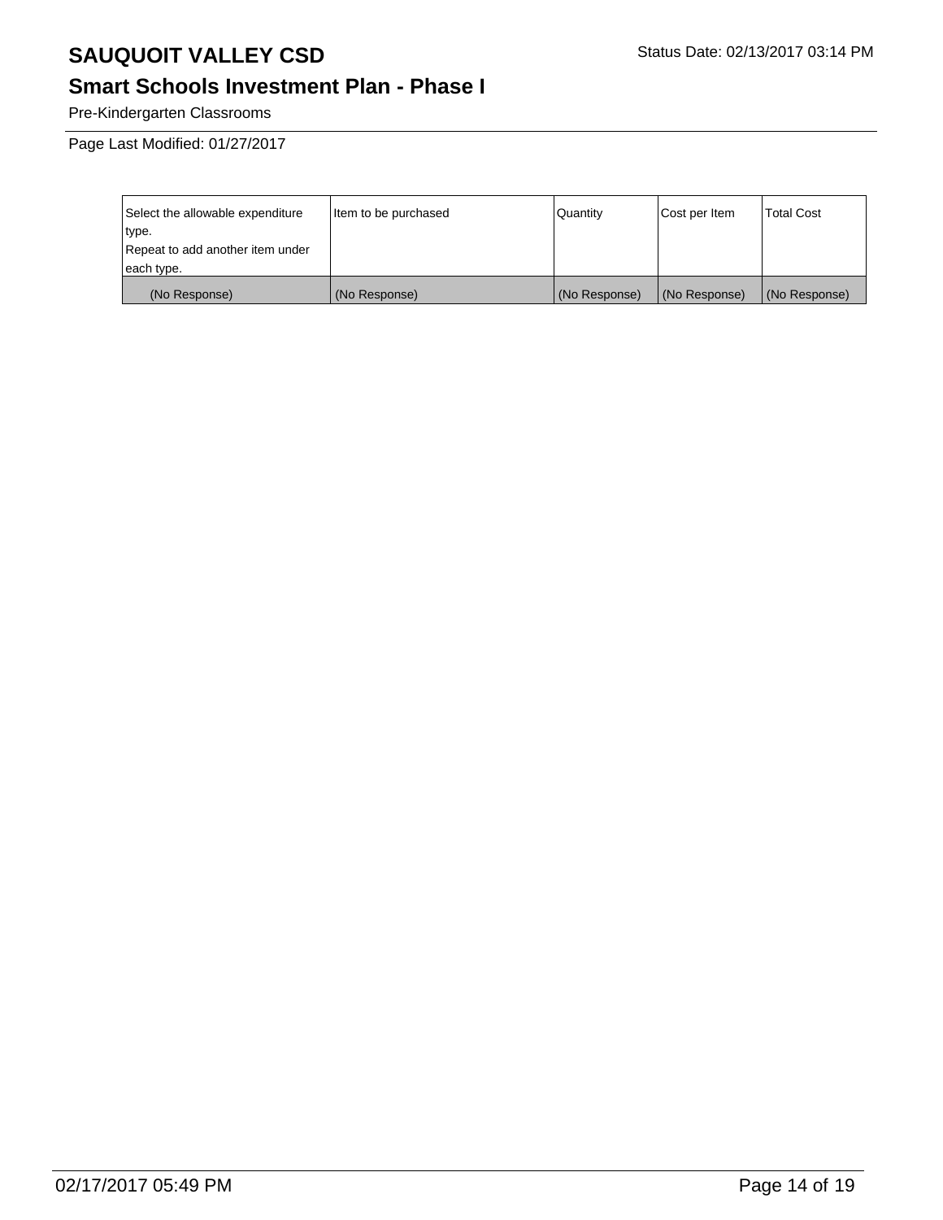# SAUQUOIT VALLEY CSD

Status Date: 02/13/2017 03:14 PM

## Smart Schools Investment Plan - Phase I

Pre-Kindergarten Classrooms

Page Last Modified: 01/27/2017

| Select the allowable expenditure type. Repeat to add another item under each type. | Item to be purchased | Quantity | Cost per Item | Total Cost |
|---|---|---|---|---|
| (No Response) | (No Response) | (No Response) | (No Response) | (No Response) |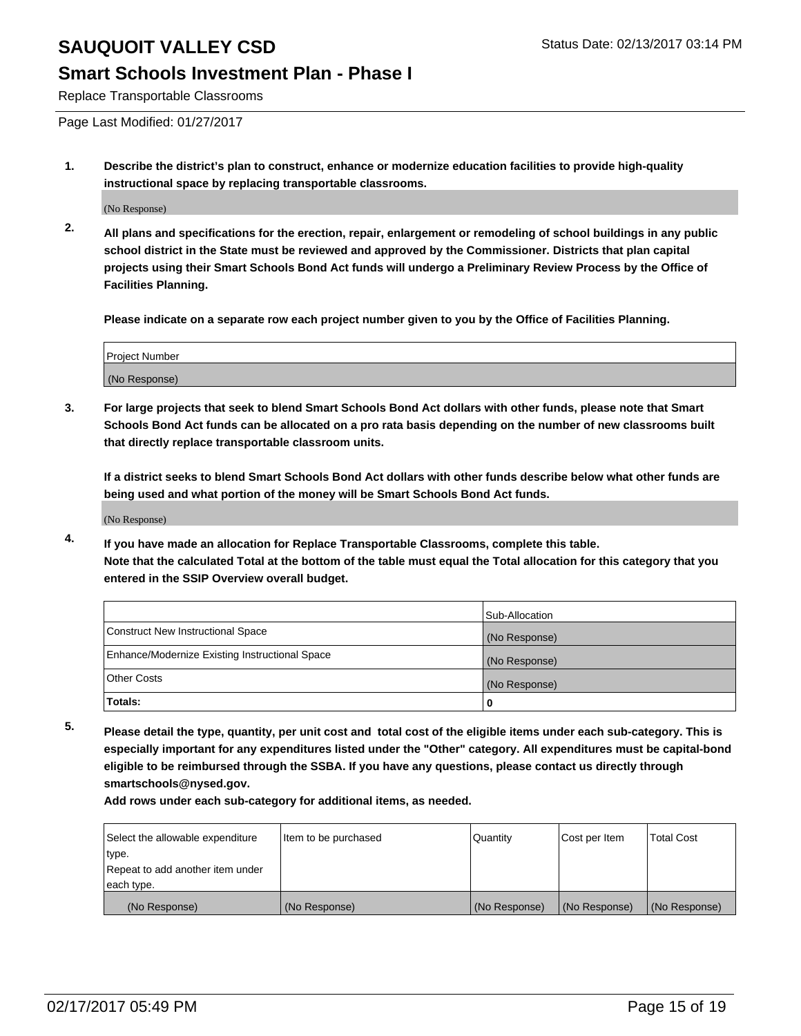# SAUQUOIT VALLEY CSD

Status Date: 02/13/2017 03:14 PM

## Smart Schools Investment Plan - Phase I

Replace Transportable Classrooms

Page Last Modified: 01/27/2017

**1. Describe the district's plan to construct, enhance or modernize education facilities to provide high-quality instructional space by replacing transportable classrooms.**

(No Response)

**2. All plans and specifications for the erection, repair, enlargement or remodeling of school buildings in any public school district in the State must be reviewed and approved by the Commissioner. Districts that plan capital projects using their Smart Schools Bond Act funds will undergo a Preliminary Review Process by the Office of Facilities Planning.**

**Please indicate on a separate row each project number given to you by the Office of Facilities Planning.**

| Project Number |
|---|
| (No Response) |

**3. For large projects that seek to blend Smart Schools Bond Act dollars with other funds, please note that Smart Schools Bond Act funds can be allocated on a pro rata basis depending on the number of new classrooms built that directly replace transportable classroom units.**

**If a district seeks to blend Smart Schools Bond Act dollars with other funds describe below what other funds are being used and what portion of the money will be Smart Schools Bond Act funds.**

(No Response)

**4. If you have made an allocation for Replace Transportable Classrooms, complete this table. Note that the calculated Total at the bottom of the table must equal the Total allocation for this category that you entered in the SSIP Overview overall budget.**

| | Sub-Allocation |
|---|---|
| Construct New Instructional Space | (No Response) |
| Enhance/Modernize Existing Instructional Space | (No Response) |
| Other Costs | (No Response) |
| **Totals:** | **0** |

**5. Please detail the type, quantity, per unit cost and total cost of the eligible items under each sub-category. This is especially important for any expenditures listed under the "Other" category. All expenditures must be capital-bond eligible to be reimbursed through the SSBA. If you have any questions, please contact us directly through smartschools@nysed.gov.**

**Add rows under each sub-category for additional items, as needed.**

| Select the allowable expenditure type. Repeat to add another item under each type. | Item to be purchased | Quantity | Cost per Item | Total Cost |
|---|---|---|---|---|
| (No Response) | (No Response) | (No Response) | (No Response) | (No Response) |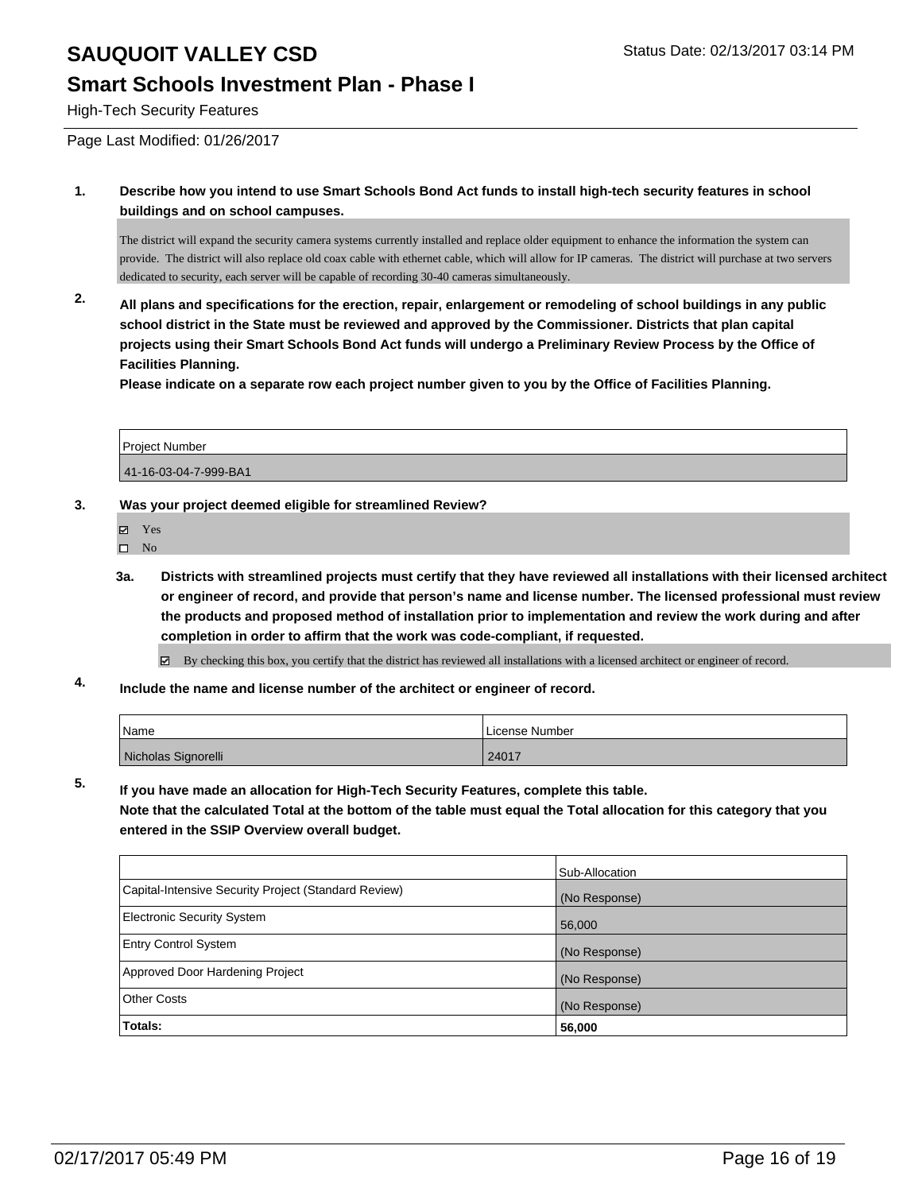# SAUQUOIT VALLEY CSD

Status Date: 02/13/2017 03:14 PM

## Smart Schools Investment Plan - Phase I

High-Tech Security Features

Page Last Modified: 01/26/2017

**1. Describe how you intend to use Smart Schools Bond Act funds to install high-tech security features in school buildings and on school campuses.**

The district will expand the security camera systems currently installed and replace older equipment to enhance the information the system can provide. The district will also replace old coax cable with ethernet cable, which will allow for IP cameras. The district will purchase at two servers dedicated to security, each server will be capable of recording 30-40 cameras simultaneously.

**2. All plans and specifications for the erection, repair, enlargement or remodeling of school buildings in any public school district in the State must be reviewed and approved by the Commissioner. Districts that plan capital projects using their Smart Schools Bond Act funds will undergo a Preliminary Review Process by the Office of Facilities Planning.**

**Please indicate on a separate row each project number given to you by the Office of Facilities Planning.**

| Project Number |
| --- |
| 41-16-03-04-7-999-BA1 |

**3. Was your project deemed eligible for streamlined Review?**

- ☑ Yes
- ☐ No

**3a. Districts with streamlined projects must certify that they have reviewed all installations with their licensed architect or engineer of record, and provide that person's name and license number. The licensed professional must review the products and proposed method of installation prior to implementation and review the work during and after completion in order to affirm that the work was code-compliant, if requested.**

☑ By checking this box, you certify that the district has reviewed all installations with a licensed architect or engineer of record.

**4. Include the name and license number of the architect or engineer of record.**

| Name | License Number |
| --- | --- |
| Nicholas Signorelli | 24017 |

**5. If you have made an allocation for High-Tech Security Features, complete this table.**
**Note that the calculated Total at the bottom of the table must equal the Total allocation for this category that you entered in the SSIP Overview overall budget.**

| | Sub-Allocation |
| --- | --- |
| Capital-Intensive Security Project (Standard Review) | (No Response) |
| Electronic Security System | 56,000 |
| Entry Control System | (No Response) |
| Approved Door Hardening Project | (No Response) |
| Other Costs | (No Response) |
| **Totals:** | **56,000** |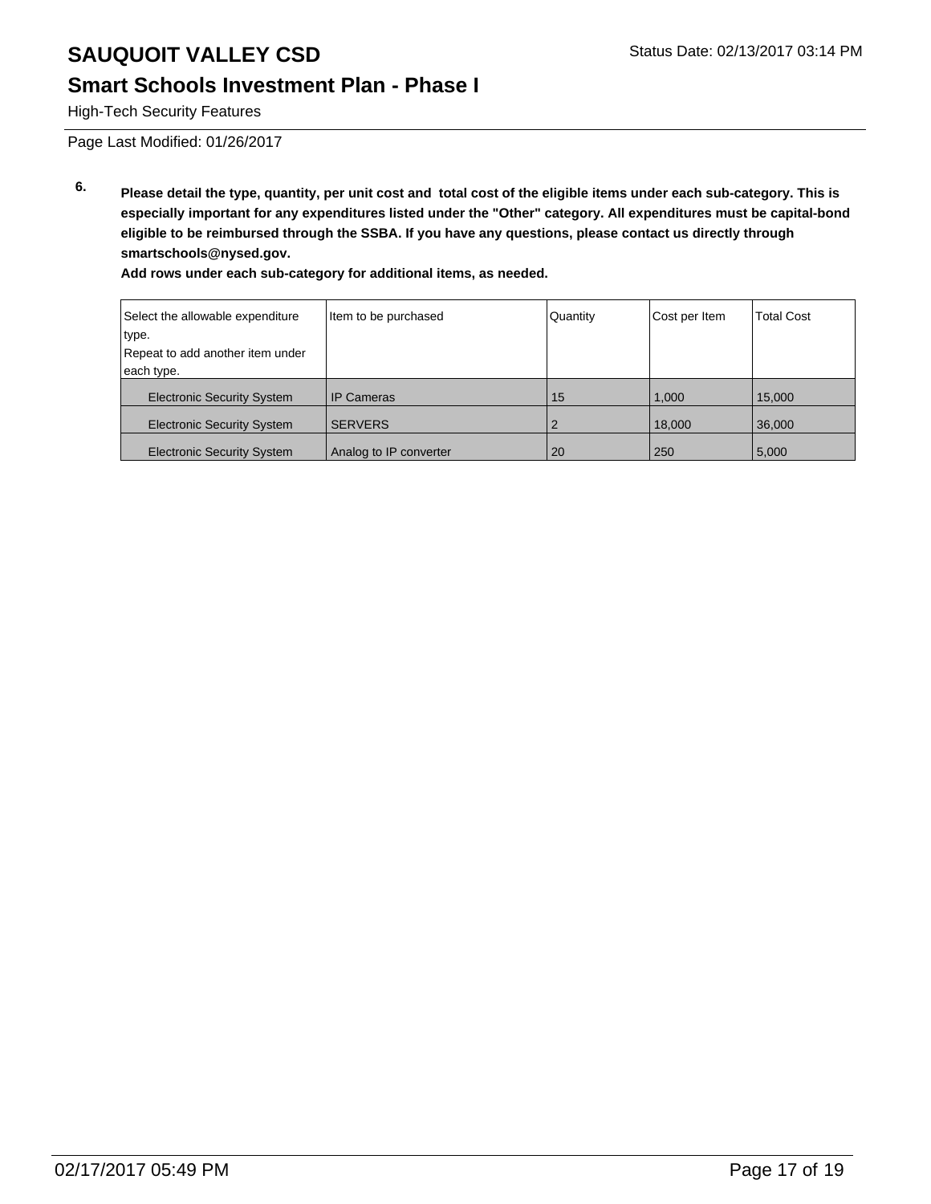# SAUQUOIT VALLEY CSD

Status Date: 02/13/2017 03:14 PM

## Smart Schools Investment Plan - Phase I

High-Tech Security Features

Page Last Modified: 01/26/2017

**6.** **Please detail the type, quantity, per unit cost and total cost of the eligible items under each sub-category. This is especially important for any expenditures listed under the "Other" category. All expenditures must be capital-bond eligible to be reimbursed through the SSBA. If you have any questions, please contact us directly through smartschools@nysed.gov.**

**Add rows under each sub-category for additional items, as needed.**

| Select the allowable expenditure type. Repeat to add another item under each type. | Item to be purchased | Quantity | Cost per Item | Total Cost |
|---|---|---|---|---|
| Electronic Security System | IP Cameras | 15 | 1,000 | 15,000 |
| Electronic Security System | SERVERS | 2 | 18,000 | 36,000 |
| Electronic Security System | Analog to IP converter | 20 | 250 | 5,000 |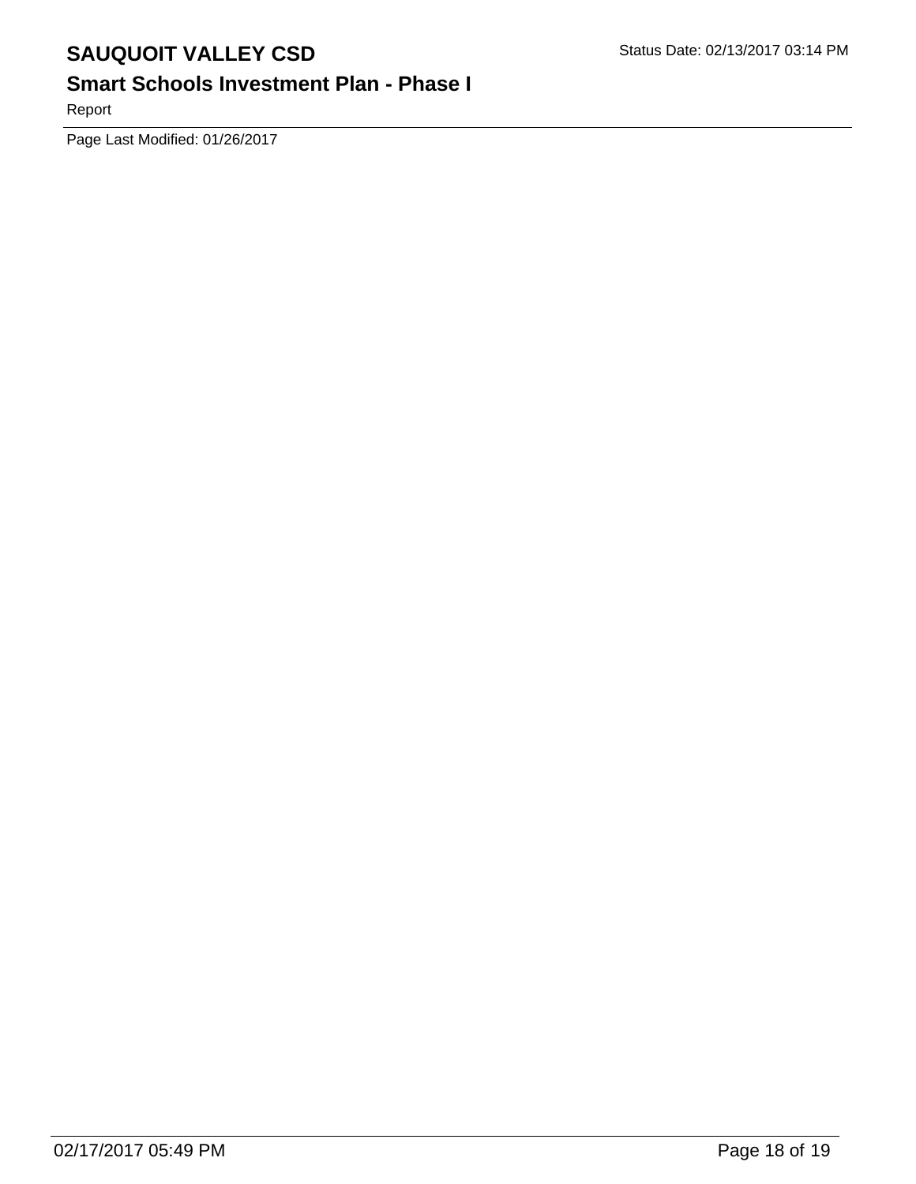Page Last Modified: 01/26/2017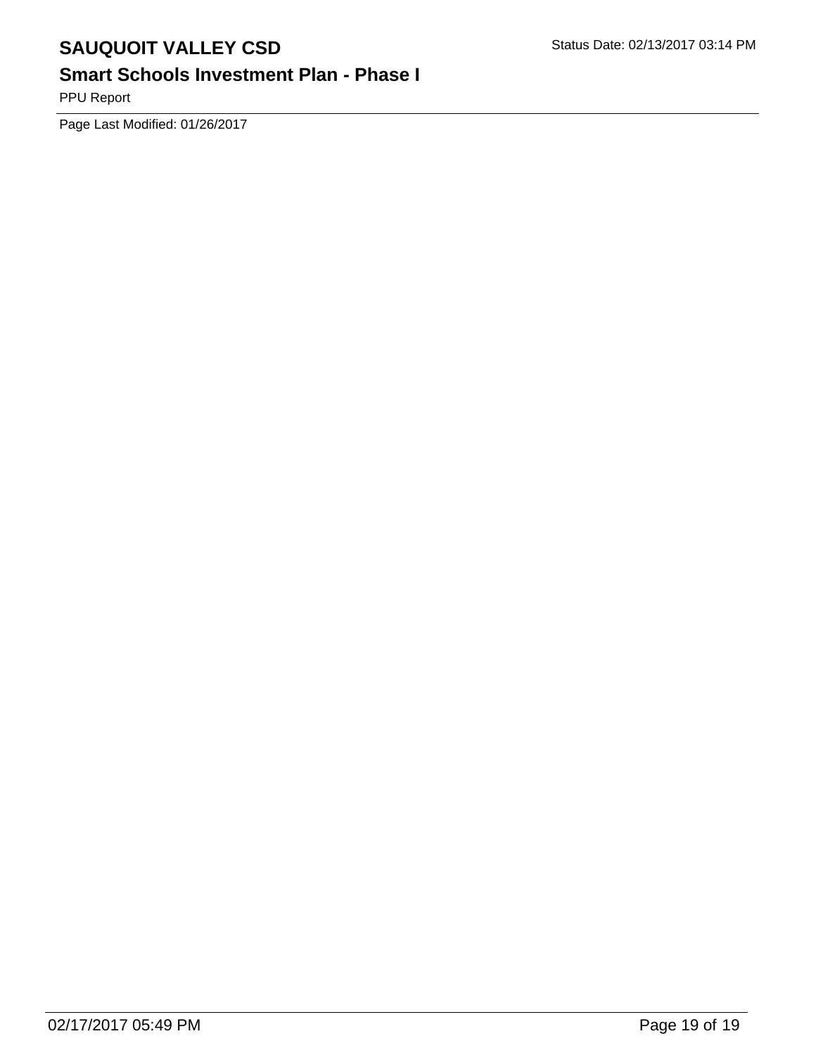Page Last Modified: 01/26/2017